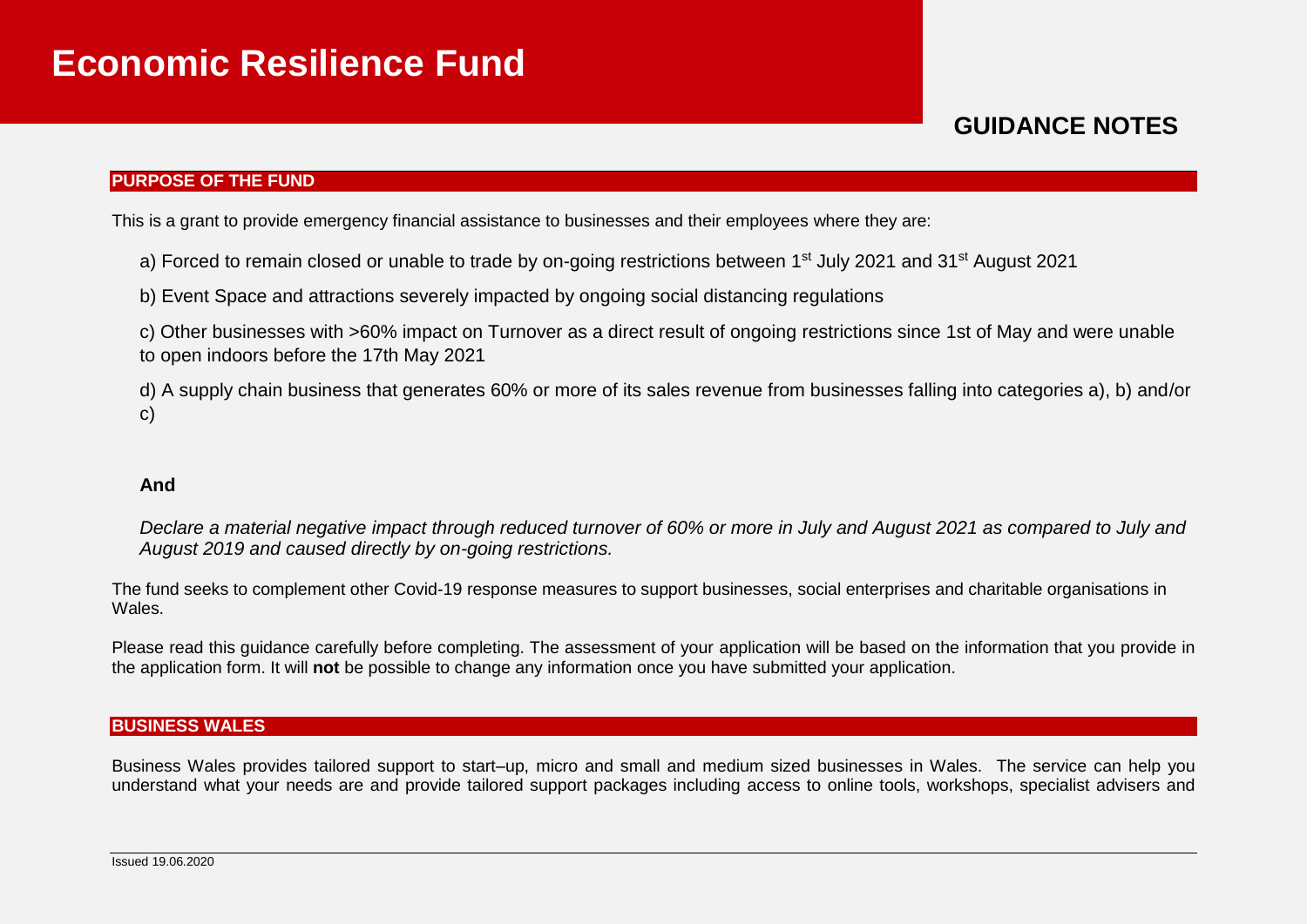# Economic Resilience Fund

## GUIDANCE NOTES

### PURPOSE OF THE FUND

This is a grant to provide emergency financial assistance to businesses and their employees where they are:

a) Forced to remain closed or unable to trade by on-going restrictions between 1st July 2021 and 31st August 2021

b) Event Space and attractions severely impacted by ongoing social distancing regulations

c) Other businesses with >60% impact on Turnover as a direct result of ongoing restrictions since 1st of May and were unable to open indoors before the 17th May 2021

d) A supply chain business that generates 60% or more of its sales revenue from businesses falling into categories a), b) and/or c)

**And**

*Declare a material negative impact through reduced turnover of 60% or more in July and August 2021 as compared to July and August 2019 and caused directly by on-going restrictions.*

The fund seeks to complement other Covid-19 response measures to support businesses, social enterprises and charitable organisations in Wales.

Please read this guidance carefully before completing. The assessment of your application will be based on the information that you provide in the application form. It will **not** be possible to change any information once you have submitted your application.

### BUSINESS WALES

Business Wales provides tailored support to start–up, micro and small and medium sized businesses in Wales. The service can help you understand what your needs are and provide tailored support packages including access to online tools, workshops, specialist advisers and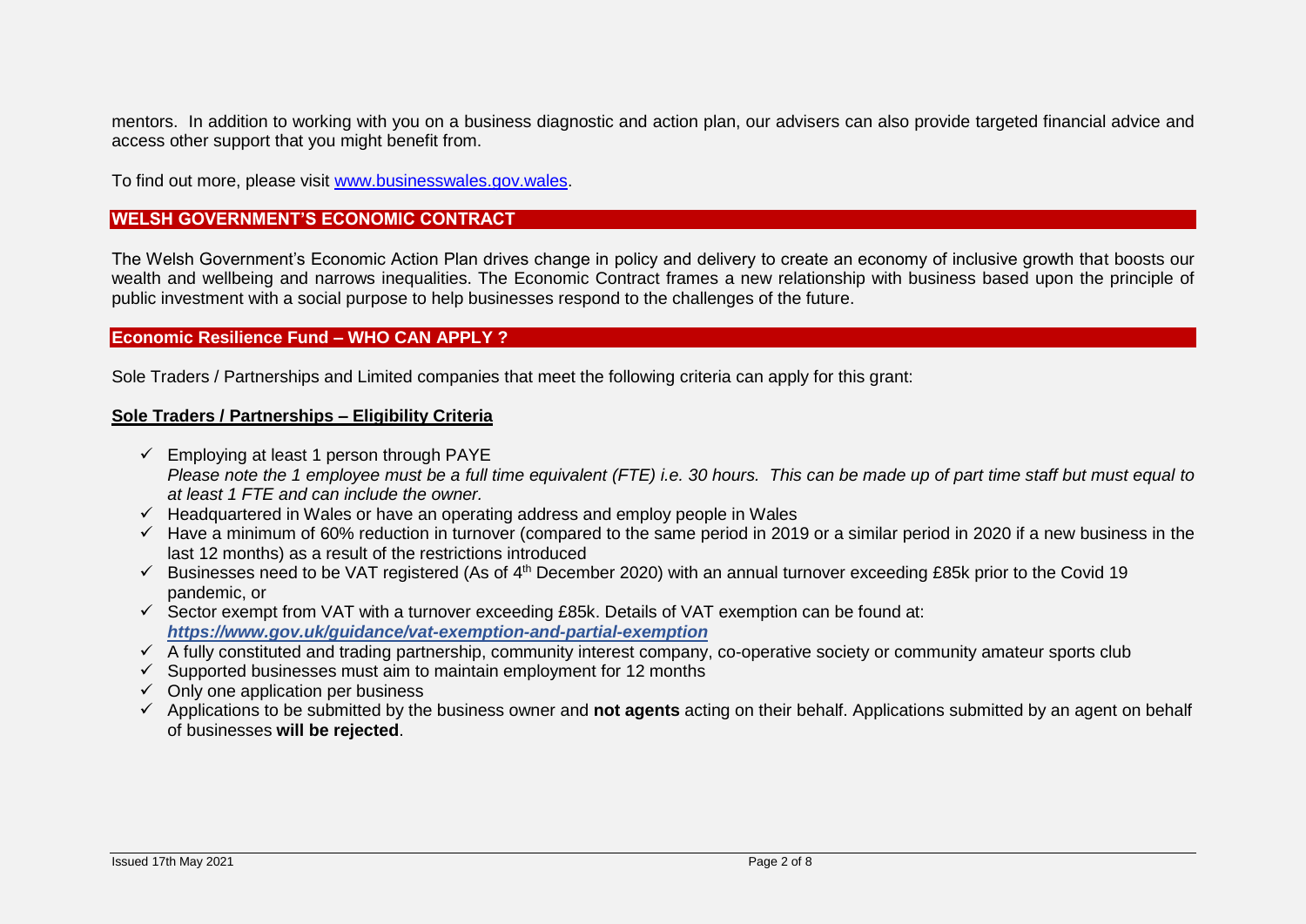mentors. In addition to working with you on a business diagnostic and action plan, our advisers can also provide targeted financial advice and access other support that you might benefit from.

To find out more, please visit [www.businesswales.gov.wales](http://www.businesswales.gov.wales).

## WELSH GOVERNMENT'S ECONOMIC CONTRACT

The Welsh Government's Economic Action Plan drives change in policy and delivery to create an economy of inclusive growth that boosts our wealth and wellbeing and narrows inequalities. The Economic Contract frames a new relationship with business based upon the principle of public investment with a social purpose to help businesses respond to the challenges of the future.

## Economic Resilience Fund – WHO CAN APPLY ?

Sole Traders / Partnerships and Limited companies that meet the following criteria can apply for this grant:

### Sole Traders / Partnerships – Eligibility Criteria

- ✓ Employing at least 1 person through PAYE
  *Please note the 1 employee must be a full time equivalent (FTE) i.e. 30 hours. This can be made up of part time staff but must equal to at least 1 FTE and can include the owner.*
- ✓ Headquartered in Wales or have an operating address and employ people in Wales
- ✓ Have a minimum of 60% reduction in turnover (compared to the same period in 2019 or a similar period in 2020 if a new business in the last 12 months) as a result of the restrictions introduced
- ✓ Businesses need to be VAT registered (As of 4th December 2020) with an annual turnover exceeding £85k prior to the Covid 19 pandemic, or
- ✓ Sector exempt from VAT with a turnover exceeding £85k. Details of VAT exemption can be found at: ***[https://www.gov.uk/guidance/vat-exemption-and-partial-exemption](https://www.gov.uk/guidance/vat-exemption-and-partial-exemption)***
- ✓ A fully constituted and trading partnership, community interest company, co-operative society or community amateur sports club
- ✓ Supported businesses must aim to maintain employment for 12 months
- ✓ Only one application per business
- ✓ Applications to be submitted by the business owner and **not agents** acting on their behalf. Applications submitted by an agent on behalf of businesses **will be rejected**.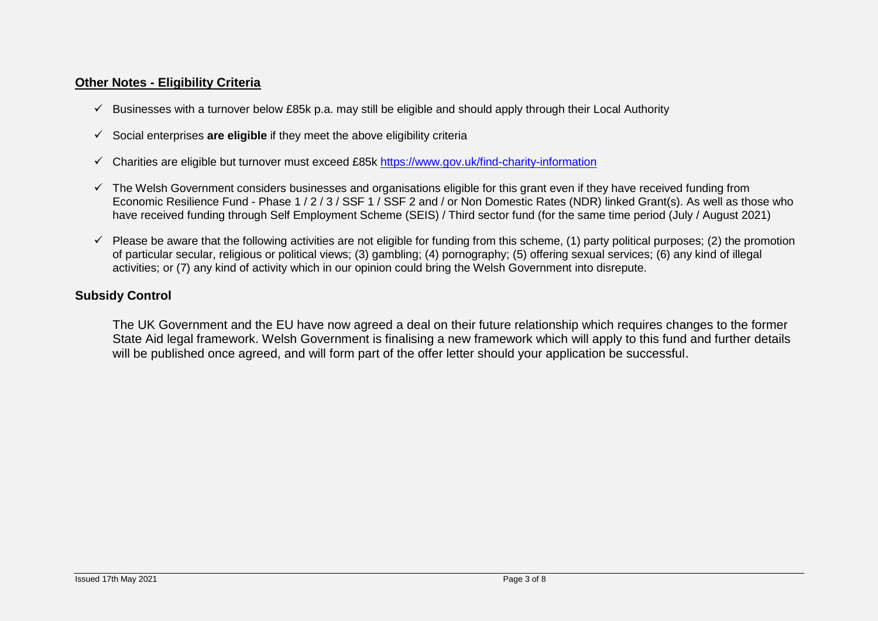## Other Notes - Eligibility Criteria

- ✓ Businesses with a turnover below £85k p.a. may still be eligible and should apply through their Local Authority
- ✓ Social enterprises **are eligible** if they meet the above eligibility criteria
- ✓ Charities are eligible but turnover must exceed £85k https://www.gov.uk/find-charity-information
- ✓ The Welsh Government considers businesses and organisations eligible for this grant even if they have received funding from Economic Resilience Fund - Phase 1 / 2 / 3 / SSF 1 / SSF 2 and / or Non Domestic Rates (NDR) linked Grant(s). As well as those who have received funding through Self Employment Scheme (SEIS) / Third sector fund (for the same time period (July / August 2021)
- ✓ Please be aware that the following activities are not eligible for funding from this scheme, (1) party political purposes; (2) the promotion of particular secular, religious or political views; (3) gambling; (4) pornography; (5) offering sexual services; (6) any kind of illegal activities; or (7) any kind of activity which in our opinion could bring the Welsh Government into disrepute.

## Subsidy Control

The UK Government and the EU have now agreed a deal on their future relationship which requires changes to the former State Aid legal framework. Welsh Government is finalising a new framework which will apply to this fund and further details will be published once agreed, and will form part of the offer letter should your application be successful.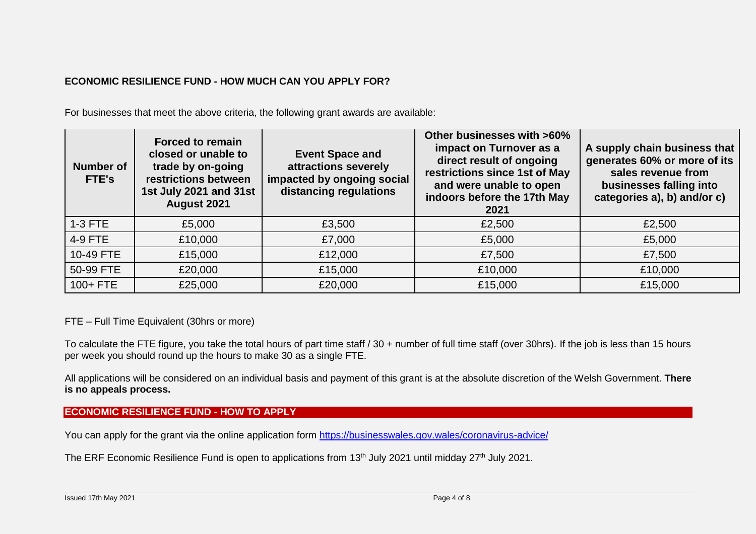## ECONOMIC RESILIENCE FUND - HOW MUCH CAN YOU APPLY FOR?

For businesses that meet the above criteria, the following grant awards are available:

| Number of FTE's | Forced to remain closed or unable to trade by on-going restrictions between 1st July 2021 and 31st August 2021 | Event Space and attractions severely impacted by ongoing social distancing regulations | Other businesses with >60% impact on Turnover as a direct result of ongoing restrictions since 1st of May and were unable to open indoors before the 17th May 2021 | A supply chain business that generates 60% or more of its sales revenue from businesses falling into categories a), b) and/or c) |
|---|---|---|---|---|
| 1-3 FTE | £5,000 | £3,500 | £2,500 | £2,500 |
| 4-9 FTE | £10,000 | £7,000 | £5,000 | £5,000 |
| 10-49 FTE | £15,000 | £12,000 | £7,500 | £7,500 |
| 50-99 FTE | £20,000 | £15,000 | £10,000 | £10,000 |
| 100+ FTE | £25,000 | £20,000 | £15,000 | £15,000 |

FTE – Full Time Equivalent (30hrs or more)

To calculate the FTE figure, you take the total hours of part time staff / 30 + number of full time staff (over 30hrs). If the job is less than 15 hours per week you should round up the hours to make 30 as a single FTE.

All applications will be considered on an individual basis and payment of this grant is at the absolute discretion of the Welsh Government. **There is no appeals process.**

## ECONOMIC RESILIENCE FUND - HOW TO APPLY

You can apply for the grant via the online application form https://businesswales.gov.wales/coronavirus-advice/

The ERF Economic Resilience Fund is open to applications from 13th July 2021 until midday 27th July 2021.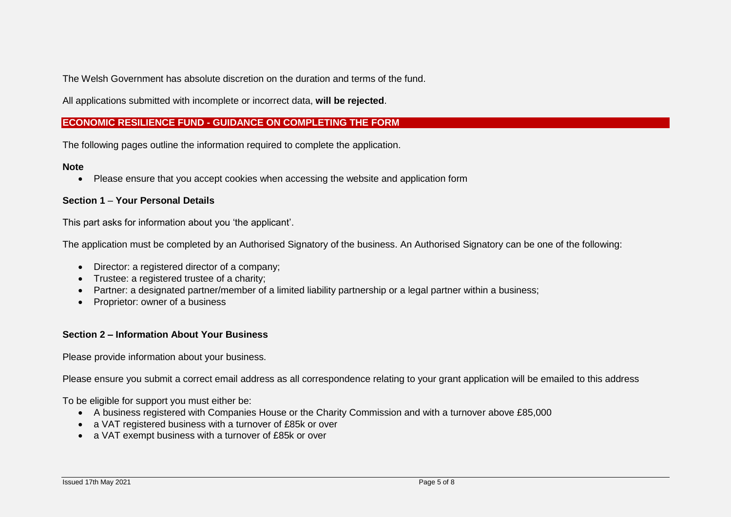The Welsh Government has absolute discretion on the duration and terms of the fund.

All applications submitted with incomplete or incorrect data, **will be rejected**.

## ECONOMIC RESILIENCE FUND - GUIDANCE ON COMPLETING THE FORM

The following pages outline the information required to complete the application.

**Note**

- Please ensure that you accept cookies when accessing the website and application form

**Section 1** – **Your Personal Details**

This part asks for information about you 'the applicant'.

The application must be completed by an Authorised Signatory of the business. An Authorised Signatory can be one of the following:

- Director: a registered director of a company;
- Trustee: a registered trustee of a charity;
- Partner: a designated partner/member of a limited liability partnership or a legal partner within a business;
- Proprietor: owner of a business

**Section 2 – Information About Your Business**

Please provide information about your business.

Please ensure you submit a correct email address as all correspondence relating to your grant application will be emailed to this address

To be eligible for support you must either be:

- A business registered with Companies House or the Charity Commission and with a turnover above £85,000
- a VAT registered business with a turnover of £85k or over
- a VAT exempt business with a turnover of £85k or over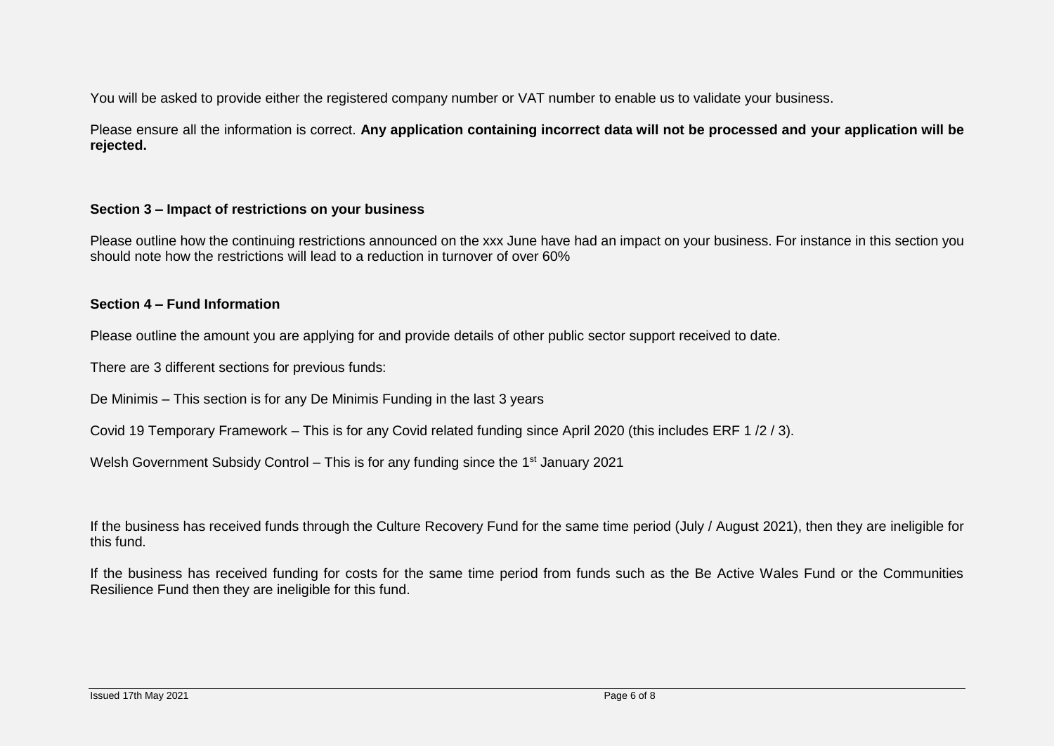You will be asked to provide either the registered company number or VAT number to enable us to validate your business.

Please ensure all the information is correct. **Any application containing incorrect data will not be processed and your application will be rejected.**

### Section 3 – Impact of restrictions on your business

Please outline how the continuing restrictions announced on the xxx June have had an impact on your business. For instance in this section you should note how the restrictions will lead to a reduction in turnover of over 60%

### Section 4 – Fund Information

Please outline the amount you are applying for and provide details of other public sector support received to date.

There are 3 different sections for previous funds:

De Minimis – This section is for any De Minimis Funding in the last 3 years

Covid 19 Temporary Framework – This is for any Covid related funding since April 2020 (this includes ERF 1 /2 / 3).

Welsh Government Subsidy Control – This is for any funding since the 1st January 2021

If the business has received funds through the Culture Recovery Fund for the same time period (July / August 2021), then they are ineligible for this fund.

If the business has received funding for costs for the same time period from funds such as the Be Active Wales Fund or the Communities Resilience Fund then they are ineligible for this fund.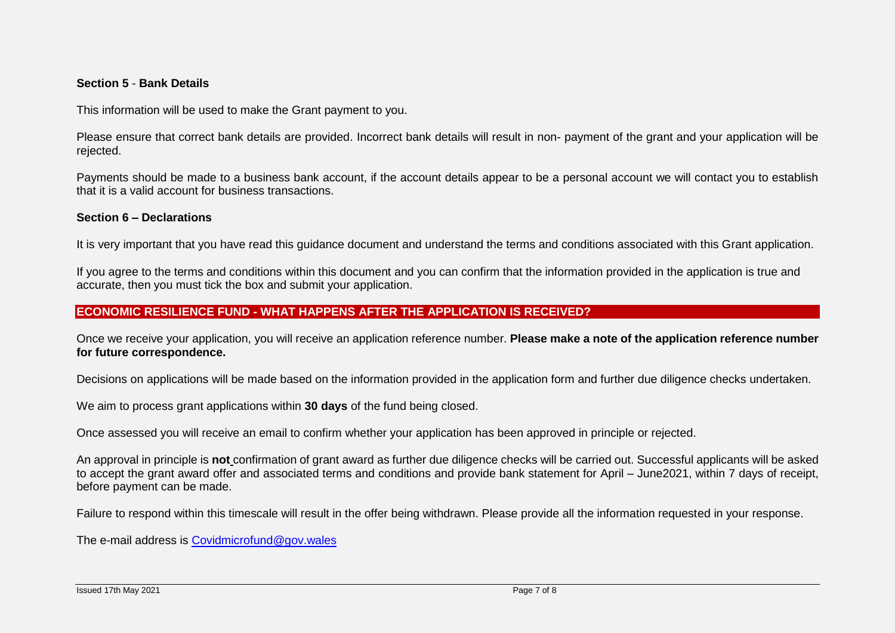### Section 5 - Bank Details

This information will be used to make the Grant payment to you.

Please ensure that correct bank details are provided. Incorrect bank details will result in non- payment of the grant and your application will be rejected.

Payments should be made to a business bank account, if the account details appear to be a personal account we will contact you to establish that it is a valid account for business transactions.

### Section 6 – Declarations

It is very important that you have read this guidance document and understand the terms and conditions associated with this Grant application.

If you agree to the terms and conditions within this document and you can confirm that the information provided in the application is true and accurate, then you must tick the box and submit your application.

## ECONOMIC RESILIENCE FUND - WHAT HAPPENS AFTER THE APPLICATION IS RECEIVED?

Once we receive your application, you will receive an application reference number. **Please make a note of the application reference number for future correspondence.**

Decisions on applications will be made based on the information provided in the application form and further due diligence checks undertaken.

We aim to process grant applications within **30 days** of the fund being closed.

Once assessed you will receive an email to confirm whether your application has been approved in principle or rejected.

An approval in principle is **not** confirmation of grant award as further due diligence checks will be carried out. Successful applicants will be asked to accept the grant award offer and associated terms and conditions and provide bank statement for April – June2021, within 7 days of receipt, before payment can be made.

Failure to respond within this timescale will result in the offer being withdrawn. Please provide all the information requested in your response.

The e-mail address is [Covidmicrofund@gov.wales](mailto:Covidmicrofund@gov.wales)

Issued 17th May 2021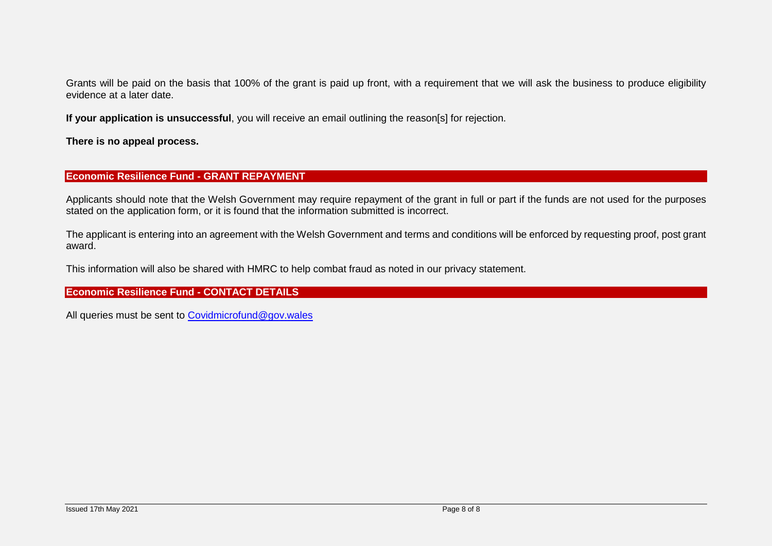Grants will be paid on the basis that 100% of the grant is paid up front, with a requirement that we will ask the business to produce eligibility evidence at a later date.

**If your application is unsuccessful**, you will receive an email outlining the reason[s] for rejection.

**There is no appeal process.**

## Economic Resilience Fund - GRANT REPAYMENT

Applicants should note that the Welsh Government may require repayment of the grant in full or part if the funds are not used for the purposes stated on the application form, or it is found that the information submitted is incorrect.

The applicant is entering into an agreement with the Welsh Government and terms and conditions will be enforced by requesting proof, post grant award.

This information will also be shared with HMRC to help combat fraud as noted in our privacy statement.

## Economic Resilience Fund - CONTACT DETAILS

All queries must be sent to [Covidmicrofund@gov.wales](mailto:Covidmicrofund@gov.wales)